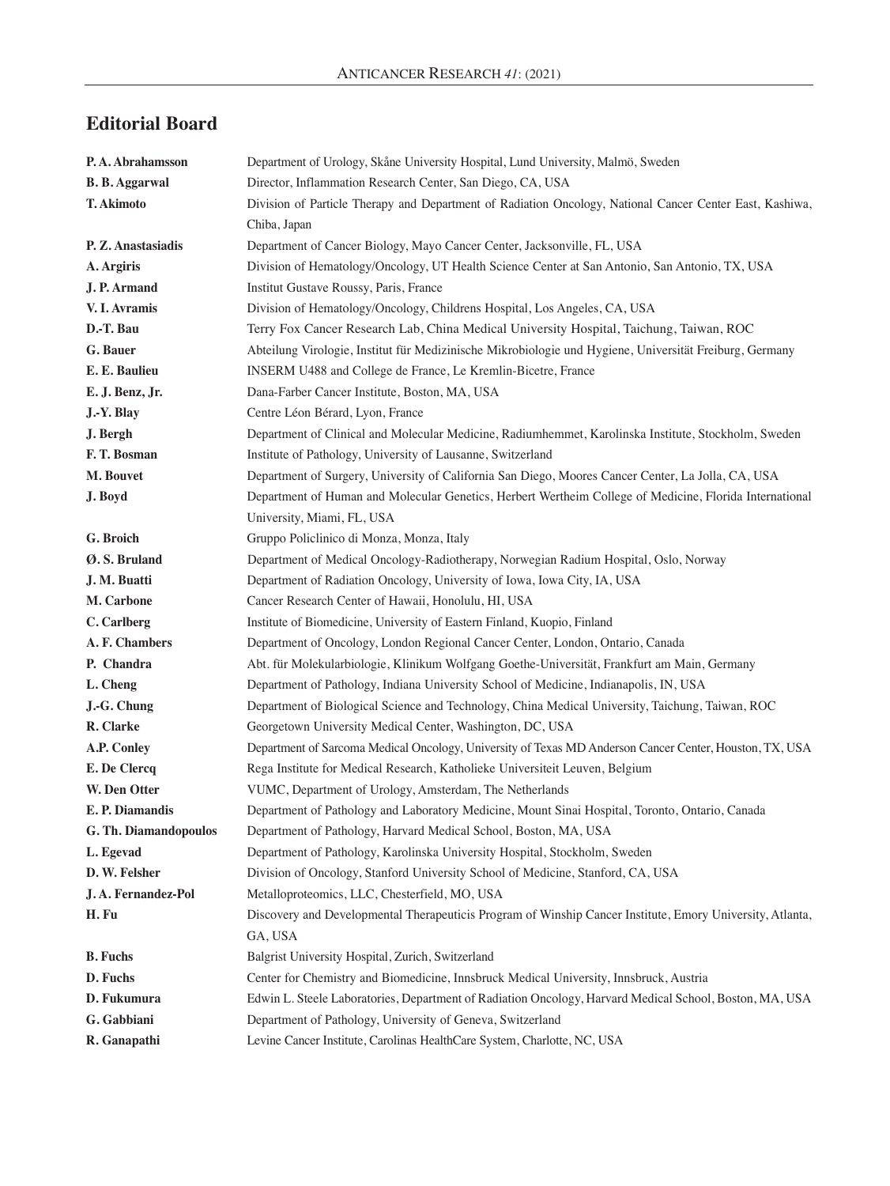## Editorial Board

| | |
|---|---|
| **P. A. Abrahamsson** | Department of Urology, Skåne University Hospital, Lund University, Malmö, Sweden |
| **B. B. Aggarwal** | Director, Inflammation Research Center, San Diego, CA, USA |
| **T. Akimoto** | Division of Particle Therapy and Department of Radiation Oncology, National Cancer Center East, Kashiwa, Chiba, Japan |
| **P. Z. Anastasiadis** | Department of Cancer Biology, Mayo Cancer Center, Jacksonville, FL, USA |
| **A. Argiris** | Division of Hematology/Oncology, UT Health Science Center at San Antonio, San Antonio, TX, USA |
| **J. P. Armand** | Institut Gustave Roussy, Paris, France |
| **V. I. Avramis** | Division of Hematology/Oncology, Childrens Hospital, Los Angeles, CA, USA |
| **D.-T. Bau** | Terry Fox Cancer Research Lab, China Medical University Hospital, Taichung, Taiwan, ROC |
| **G. Bauer** | Abteilung Virologie, Institut für Medizinische Mikrobiologie und Hygiene, Universität Freiburg, Germany |
| **E. E. Baulieu** | INSERM U488 and College de France, Le Kremlin-Bicetre, France |
| **E. J. Benz, Jr.** | Dana-Farber Cancer Institute, Boston, MA, USA |
| **J.-Y. Blay** | Centre Léon Bérard, Lyon, France |
| **J. Bergh** | Department of Clinical and Molecular Medicine, Radiumhemmet, Karolinska Institute, Stockholm, Sweden |
| **F. T. Bosman** | Institute of Pathology, University of Lausanne, Switzerland |
| **M. Bouvet** | Department of Surgery, University of California San Diego, Moores Cancer Center, La Jolla, CA, USA |
| **J. Boyd** | Department of Human and Molecular Genetics, Herbert Wertheim College of Medicine, Florida International University, Miami, FL, USA |
| **G. Broich** | Gruppo Policlinico di Monza, Monza, Italy |
| **Ø. S. Bruland** | Department of Medical Oncology-Radiotherapy, Norwegian Radium Hospital, Oslo, Norway |
| **J. M. Buatti** | Department of Radiation Oncology, University of Iowa, Iowa City, IA, USA |
| **M. Carbone** | Cancer Research Center of Hawaii, Honolulu, HI, USA |
| **C. Carlberg** | Institute of Biomedicine, University of Eastern Finland, Kuopio, Finland |
| **A. F. Chambers** | Department of Oncology, London Regional Cancer Center, London, Ontario, Canada |
| **P. Chandra** | Abt. für Molekularbiologie, Klinikum Wolfgang Goethe-Universität, Frankfurt am Main, Germany |
| **L. Cheng** | Department of Pathology, Indiana University School of Medicine, Indianapolis, IN, USA |
| **J.-G. Chung** | Department of Biological Science and Technology, China Medical University, Taichung, Taiwan, ROC |
| **R. Clarke** | Georgetown University Medical Center, Washington, DC, USA |
| **A.P. Conley** | Department of Sarcoma Medical Oncology, University of Texas MD Anderson Cancer Center, Houston, TX, USA |
| **E. De Clercq** | Rega Institute for Medical Research, Katholieke Universiteit Leuven, Belgium |
| **W. Den Otter** | VUMC, Department of Urology, Amsterdam, The Netherlands |
| **E. P. Diamandis** | Department of Pathology and Laboratory Medicine, Mount Sinai Hospital, Toronto, Ontario, Canada |
| **G. Th. Diamandopoulos** | Department of Pathology, Harvard Medical School, Boston, MA, USA |
| **L. Egevad** | Department of Pathology, Karolinska University Hospital, Stockholm, Sweden |
| **D. W. Felsher** | Division of Oncology, Stanford University School of Medicine, Stanford, CA, USA |
| **J. A. Fernandez-Pol** | Metalloproteomics, LLC, Chesterfield, MO, USA |
| **H. Fu** | Discovery and Developmental Therapeuticis Program of Winship Cancer Institute, Emory University, Atlanta, GA, USA |
| **B. Fuchs** | Balgrist University Hospital, Zurich, Switzerland |
| **D. Fuchs** | Center for Chemistry and Biomedicine, Innsbruck Medical University, Innsbruck, Austria |
| **D. Fukumura** | Edwin L. Steele Laboratories, Department of Radiation Oncology, Harvard Medical School, Boston, MA, USA |
| **G. Gabbiani** | Department of Pathology, University of Geneva, Switzerland |
| **R. Ganapathi** | Levine Cancer Institute, Carolinas HealthCare System, Charlotte, NC, USA |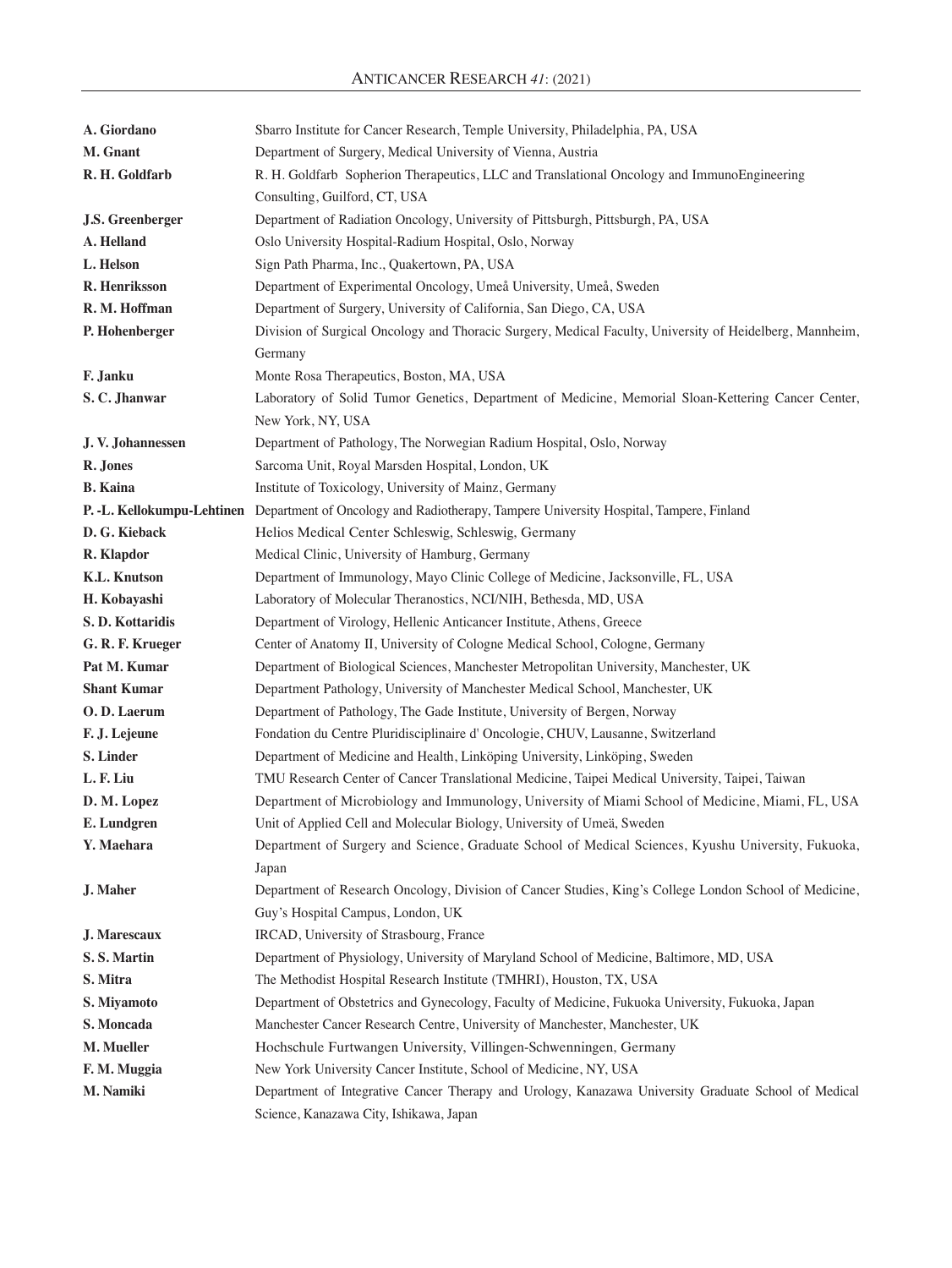| | |
|---|---|
| **A. Giordano** | Sbarro Institute for Cancer Research, Temple University, Philadelphia, PA, USA |
| **M. Gnant** | Department of Surgery, Medical University of Vienna, Austria |
| **R. H. Goldfarb** | R. H. Goldfarb Sopherion Therapeutics, LLC and Translational Oncology and ImmunoEngineering Consulting, Guilford, CT, USA |
| **J.S. Greenberger** | Department of Radiation Oncology, University of Pittsburgh, Pittsburgh, PA, USA |
| **A. Helland** | Oslo University Hospital-Radium Hospital, Oslo, Norway |
| **L. Helson** | Sign Path Pharma, Inc., Quakertown, PA, USA |
| **R. Henriksson** | Department of Experimental Oncology, Umeå University, Umeå, Sweden |
| **R. M. Hoffman** | Department of Surgery, University of California, San Diego, CA, USA |
| **P. Hohenberger** | Division of Surgical Oncology and Thoracic Surgery, Medical Faculty, University of Heidelberg, Mannheim, Germany |
| **F. Janku** | Monte Rosa Therapeutics, Boston, MA, USA |
| **S. C. Jhanwar** | Laboratory of Solid Tumor Genetics, Department of Medicine, Memorial Sloan-Kettering Cancer Center, New York, NY, USA |
| **J. V. Johannessen** | Department of Pathology, The Norwegian Radium Hospital, Oslo, Norway |
| **R. Jones** | Sarcoma Unit, Royal Marsden Hospital, London, UK |
| **B. Kaina** | Institute of Toxicology, University of Mainz, Germany |
| **P. -L. Kellokumpu-Lehtinen** | Department of Oncology and Radiotherapy, Tampere University Hospital, Tampere, Finland |
| **D. G. Kieback** | Helios Medical Center Schleswig, Schleswig, Germany |
| **R. Klapdor** | Medical Clinic, University of Hamburg, Germany |
| **K.L. Knutson** | Department of Immunology, Mayo Clinic College of Medicine, Jacksonville, FL, USA |
| **H. Kobayashi** | Laboratory of Molecular Theranostics, NCI/NIH, Bethesda, MD, USA |
| **S. D. Kottaridis** | Department of Virology, Hellenic Anticancer Institute, Athens, Greece |
| **G. R. F. Krueger** | Center of Anatomy II, University of Cologne Medical School, Cologne, Germany |
| **Pat M. Kumar** | Department of Biological Sciences, Manchester Metropolitan University, Manchester, UK |
| **Shant Kumar** | Department Pathology, University of Manchester Medical School, Manchester, UK |
| **O. D. Laerum** | Department of Pathology, The Gade Institute, University of Bergen, Norway |
| **F. J. Lejeune** | Fondation du Centre Pluridisciplinaire d' Oncologie, CHUV, Lausanne, Switzerland |
| **S. Linder** | Department of Medicine and Health, Linköping University, Linköping, Sweden |
| **L. F. Liu** | TMU Research Center of Cancer Translational Medicine, Taipei Medical University, Taipei, Taiwan |
| **D. M. Lopez** | Department of Microbiology and Immunology, University of Miami School of Medicine, Miami, FL, USA |
| **E. Lundgren** | Unit of Applied Cell and Molecular Biology, University of Umeä, Sweden |
| **Y. Maehara** | Department of Surgery and Science, Graduate School of Medical Sciences, Kyushu University, Fukuoka, Japan |
| **J. Maher** | Department of Research Oncology, Division of Cancer Studies, King's College London School of Medicine, Guy's Hospital Campus, London, UK |
| **J. Marescaux** | IRCAD, University of Strasbourg, France |
| **S. S. Martin** | Department of Physiology, University of Maryland School of Medicine, Baltimore, MD, USA |
| **S. Mitra** | The Methodist Hospital Research Institute (TMHRI), Houston, TX, USA |
| **S. Miyamoto** | Department of Obstetrics and Gynecology, Faculty of Medicine, Fukuoka University, Fukuoka, Japan |
| **S. Moncada** | Manchester Cancer Research Centre, University of Manchester, Manchester, UK |
| **M. Mueller** | Hochschule Furtwangen University, Villingen-Schwenningen, Germany |
| **F. M. Muggia** | New York University Cancer Institute, School of Medicine, NY, USA |
| **M. Namiki** | Department of Integrative Cancer Therapy and Urology, Kanazawa University Graduate School of Medical Science, Kanazawa City, Ishikawa, Japan |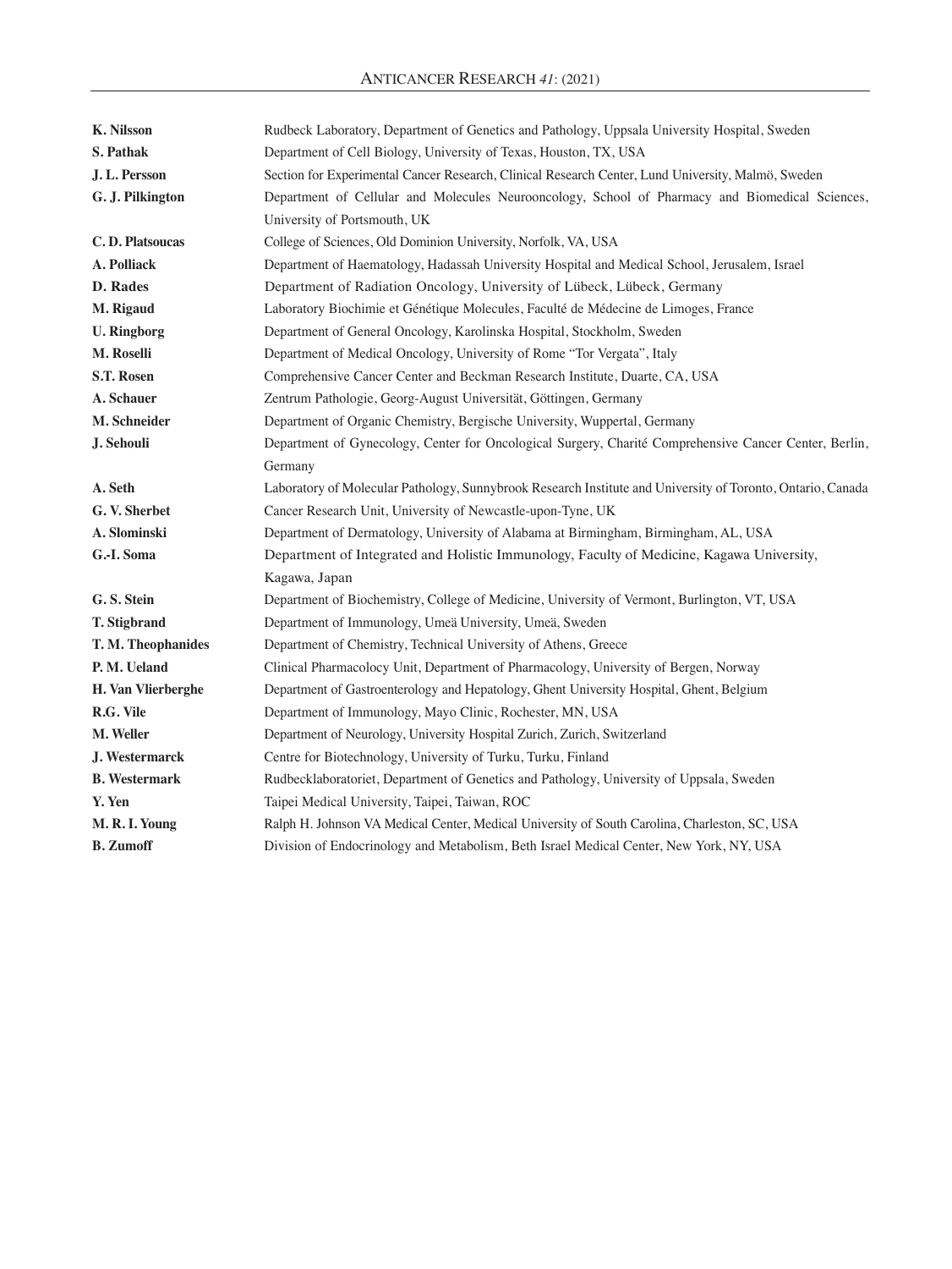| | |
|---|---|
| **K. Nilsson** | Rudbeck Laboratory, Department of Genetics and Pathology, Uppsala University Hospital, Sweden |
| **S. Pathak** | Department of Cell Biology, University of Texas, Houston, TX, USA |
| **J. L. Persson** | Section for Experimental Cancer Research, Clinical Research Center, Lund University, Malmö, Sweden |
| **G. J. Pilkington** | Department of Cellular and Molecules Neurooncology, School of Pharmacy and Biomedical Sciences, University of Portsmouth, UK |
| **C. D. Platsoucas** | College of Sciences, Old Dominion University, Norfolk, VA, USA |
| **A. Polliack** | Department of Haematology, Hadassah University Hospital and Medical School, Jerusalem, Israel |
| **D. Rades** | Department of Radiation Oncology, University of Lübeck, Lübeck, Germany |
| **M. Rigaud** | Laboratory Biochimie et Génétique Molecules, Faculté de Médecine de Limoges, France |
| **U. Ringborg** | Department of General Oncology, Karolinska Hospital, Stockholm, Sweden |
| **M. Roselli** | Department of Medical Oncology, University of Rome "Tor Vergata", Italy |
| **S.T. Rosen** | Comprehensive Cancer Center and Beckman Research Institute, Duarte, CA, USA |
| **A. Schauer** | Zentrum Pathologie, Georg-August Universität, Göttingen, Germany |
| **M. Schneider** | Department of Organic Chemistry, Bergische University, Wuppertal, Germany |
| **J. Sehouli** | Department of Gynecology, Center for Oncological Surgery, Charité Comprehensive Cancer Center, Berlin, Germany |
| **A. Seth** | Laboratory of Molecular Pathology, Sunnybrook Research Institute and University of Toronto, Ontario, Canada |
| **G. V. Sherbet** | Cancer Research Unit, University of Newcastle-upon-Tyne, UK |
| **A. Slominski** | Department of Dermatology, University of Alabama at Birmingham, Birmingham, AL, USA |
| **G.-I. Soma** | Department of Integrated and Holistic Immunology, Faculty of Medicine, Kagawa University, Kagawa, Japan |
| **G. S. Stein** | Department of Biochemistry, College of Medicine, University of Vermont, Burlington, VT, USA |
| **T. Stigbrand** | Department of Immunology, Umeä University, Umeä, Sweden |
| **T. M. Theophanides** | Department of Chemistry, Technical University of Athens, Greece |
| **P. M. Ueland** | Clinical Pharmacolocy Unit, Department of Pharmacology, University of Bergen, Norway |
| **H. Van Vlierberghe** | Department of Gastroenterology and Hepatology, Ghent University Hospital, Ghent, Belgium |
| **R.G. Vile** | Department of Immunology, Mayo Clinic, Rochester, MN, USA |
| **M. Weller** | Department of Neurology, University Hospital Zurich, Zurich, Switzerland |
| **J. Westermarck** | Centre for Biotechnology, University of Turku, Turku, Finland |
| **B. Westermark** | Rudbecklaboratoriet, Department of Genetics and Pathology, University of Uppsala, Sweden |
| **Y. Yen** | Taipei Medical University, Taipei, Taiwan, ROC |
| **M. R. I. Young** | Ralph H. Johnson VA Medical Center, Medical University of South Carolina, Charleston, SC, USA |
| **B. Zumoff** | Division of Endocrinology and Metabolism, Beth Israel Medical Center, New York, NY, USA |